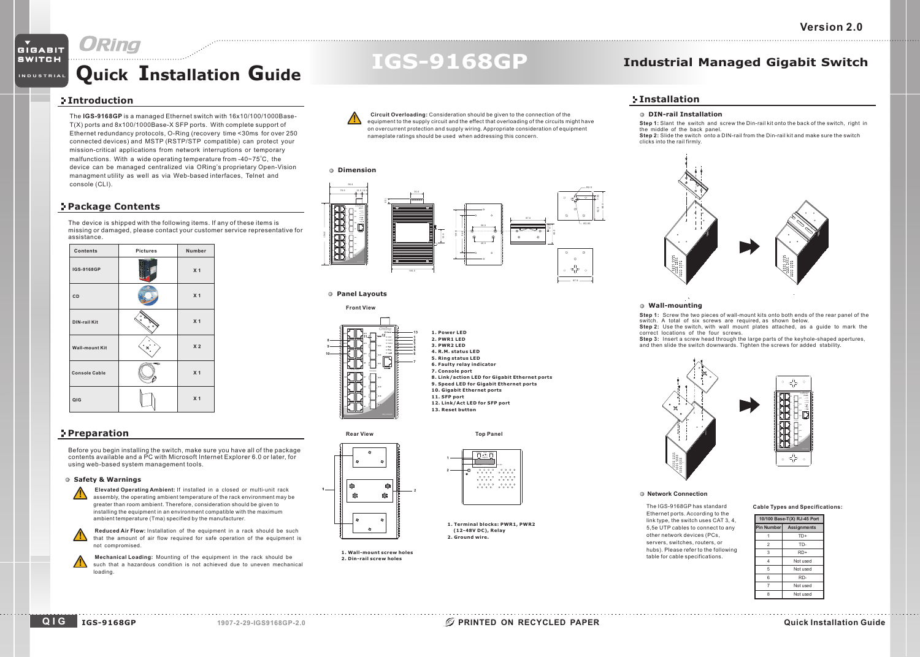# ORing Quick Installation Guide

# IGS-9168GP

## Industrial Managed Gigabit Switch

Version 2.0

## Introduction

The **IGS-9168GP** is a managed Ethernet switch with 16x10/100/1000Base-T(X) ports and 8x100/1000Base-X SFP ports. With complete support of Ethernet redundancy protocols, O-Ring (recovery time <30ms for over 250 connected devices) and MSTP (RSTP/STP compatible) can protect your mission-critical applications from network interruptions or temporary malfunctions. With a wide operating temperature from -40~75°C, the device can be managed centralized via ORing's proprietary Open-Vision managment utility as well as via Web-based interfaces, Telnet and console (CLI).

## Package Contents

The device is shipped with the following items. If any of these items is missing or damaged, please contact your customer service representative for assistance.

| Contents | Pictures | Number |
|---|---|---|
| IGS-9168GP | | X 1 |
| CD | | X 1 |
| DIN-rail Kit | | X 1 |
| Wall-mount Kit | | X 2 |
| Console Cable | | X 1 |
| QIG | | X 1 |

## Preparation

Before you begin installing the switch, make sure you have all of the package contents available and a PC with Microsoft Internet Explorer 6.0 or later, for using web-based system management tools.

### Safety & Warnings

**Elevated Operating Ambient:** If installed in a closed or multi-unit rack assembly, the operating ambient temperature of the rack environment may be greater than room ambient. Therefore, consideration should be given to installing the equipment in an environment compatible with the maximum ambient temperature (Tma) specified by the manufacturer.

**Reduced Air Flow:** Installation of the equipment in a rack should be such that the amount of air flow required for safe operation of the equipment is not compromised.

**Mechanical Loading:** Mounting of the equipment in the rack should be such that a hazardous condition is not achieved due to uneven mechanical loading.

**Circuit Overloading:** Consideration should be given to the connection of the equipment to the supply circuit and the effect that overloading of the circuits might have on overcurrent protection and supply wiring. Appropriate consideration of equipment nameplate ratings should be used when addressing this concern.

### Dimension

### Panel Layouts

**Front View**

1. Power LED
2. PWR1 LED
3. PWR2 LED
4. R.M. status LED
5. Ring status LED
6. Faulty relay indicator
7. Console port
8. Link/action LED for Gigabit Ethernet ports
9. Speed LED for Gigabit Ethernet ports
10. Gigabit Ethernet ports
11. SFP port
12. Link/Act LED for SFP port
13. Reset button

**Rear View**

1. Wall-mount screw holes
2. Din-rail screw holes

**Top Panel**

1. Terminal blocks: PWR1, PWR2 (12-48V DC), Relay
2. Ground wire.

## Installation

### DIN-rail Installation

**Step 1:** Slant the switch and screw the Din-rail kit onto the back of the switch, right in the middle of the back panel.
**Step 2:** Slide the switch onto a DIN-rail from the Din-rail kit and make sure the switch clicks into the rail firmly.

### Wall-mounting

**Step 1:** Screw the two pieces of wall-mount kits onto both ends of the rear panel of the switch. A total of six screws are required, as shown below.
**Step 2:** Use the switch, with wall mount plates attached, as a guide to mark the correct locations of the four screws.
**Step 3:** Insert a screw head through the large parts of the keyhole-shaped apertures, and then slide the switch downwards. Tighten the screws for added stability.

### Network Connection

The IGS-9168GP has standard Ethernet ports. According to the link type, the switch uses CAT 3, 4, 5,5e UTP cables to connect to any other network devices (PCs, servers, switches, routers, or hubs). Please refer to the following table for cable specifications.

**Cable Types and Specifications:**

| 10/100 Base-T(X) RJ-45 Port | |
|---|---|
| Pin Number | Assignments |
| 1 | TD+ |
| 2 | TD- |
| 3 | RD+ |
| 4 | Not used |
| 5 | Not used |
| 6 | RD- |
| 7 | Not used |
| 8 | Not used |

1907-2-29-IGS9168GP-2.0

PRINTED ON RECYCLED PAPER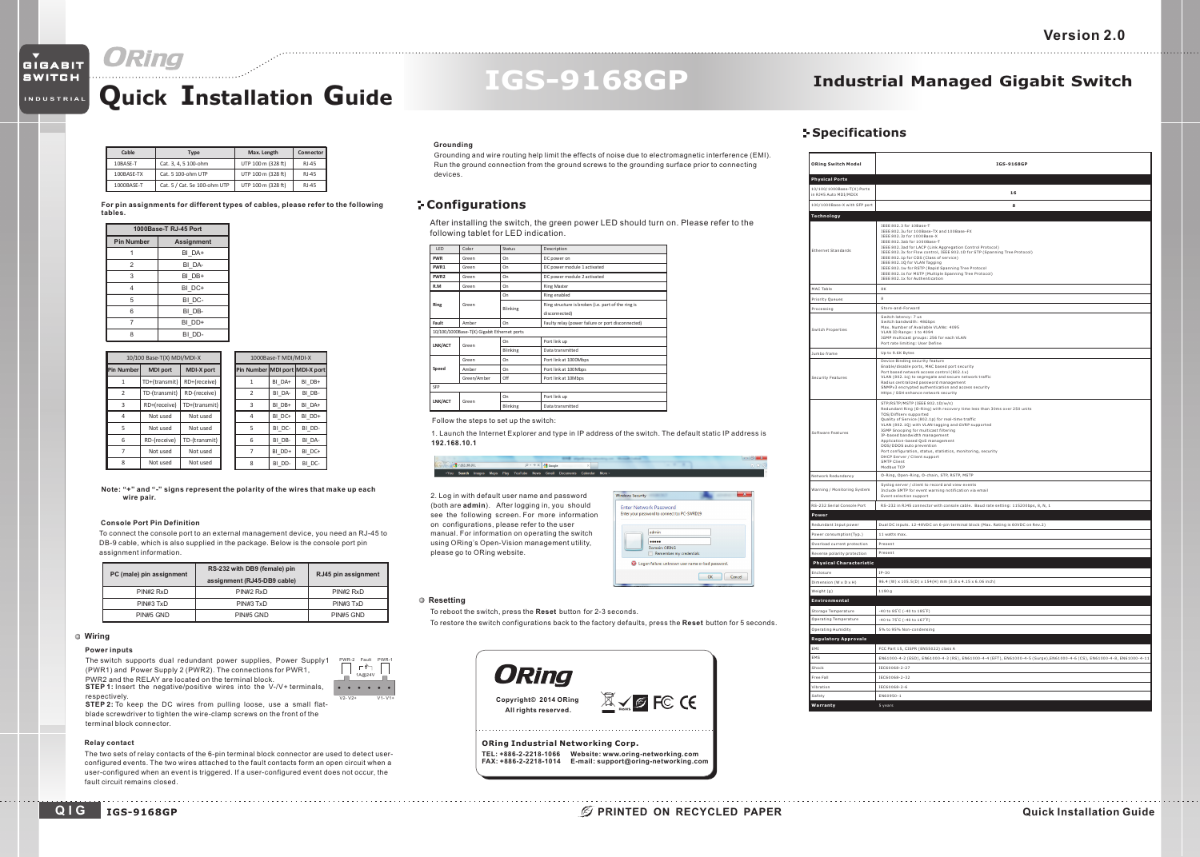# Quick Installation Guide

# IGS-9168GP

## Industrial Managed Gigabit Switch

Version 2.0

| Cable | Type | Max. Length | Connector |
|---|---|---|---|
| 10BASE-T | Cat. 3, 4, 5 100-ohm | UTP 100 m (328 ft) | RJ-45 |
| 100BASE-TX | Cat. 5 100-ohm UTP | UTP 100 m (328 ft) | RJ-45 |
| 1000BASE-T | Cat. 5 / Cat. 5e 100-ohm UTP | UTP 100 m (328 ft) | RJ-45 |

**For pin assignments for different types of cables, please refer to the following tables.**

| 1000Base-T RJ-45 Port | |
|---|---|
| Pin Number | Assignment |
| 1 | BI_DA+ |
| 2 | BI_DA- |
| 3 | BI_DB+ |
| 4 | BI_DC+ |
| 5 | BI_DC- |
| 6 | BI_DB- |
| 7 | BI_DD+ |
| 8 | BI_DD- |

| 10/100 Base-T(X) MDI/MDI-X | | |
|---|---|---|
| Pin Number | MDI port | MDI-X port |
| 1 | TD+(transmit) | RD+(receive) |
| 2 | TD-(transmit) | RD-(receive) |
| 3 | RD+(receive) | TD+(transmit) |
| 4 | Not used | Not used |
| 5 | Not used | Not used |
| 6 | RD-(receive) | TD-(transmit) |
| 7 | Not used | Not used |
| 8 | Not used | Not used |

| 1000Base-T MDI/MDI-X | | |
|---|---|---|
| Pin Number | MDI port | MDI-X port |
| 1 | BI_DA+ | BI_DB+ |
| 2 | BI_DA- | BI_DB- |
| 3 | BI_DB+ | BI_DA+ |
| 4 | BI_DC+ | BI_DD+ |
| 5 | BI_DC- | BI_DD- |
| 6 | BI_DB- | BI_DA- |
| 7 | BI_DD+ | BI_DC+ |
| 8 | BI_DD- | BI_DC- |

**Note: "+" and "-" signs represent the polarity of the wires that make up each wire pair.**

### Console Port Pin Definition

To connect the console port to an external management device, you need an RJ-45 to DB-9 cable, which is also supplied in the package. Below is the console port pin assignment information.

| PC (male) pin assignment | RS-232 with DB9 (female) pin assignment (RJ45-DB9 cable) | RJ45 pin assignment |
|---|---|---|
| PIN#2 RxD | PIN#2 RxD | PIN#2 RxD |
| PIN#3 TxD | PIN#3 TxD | PIN#3 TxD |
| PIN#5 GND | PIN#5 GND | PIN#5 GND |

### Wiring

**Power inputs**

The switch supports dual redundant power supplies, Power Supply1 (PWR1) and Power Supply 2 (PWR2). The connections for PWR1, PWR2 and the RELAY are located on the terminal block.

PWR-2 Fault PWR-1
1A@24V
V2- V2+ V1- V1+

**STEP 1:** Insert the negative/positive wires into the V-/V+ terminals, respectively.

**STEP 2:** To keep the DC wires from pulling loose, use a small flat-blade screwdriver to tighten the wire-clamp screws on the front of the terminal block connector.

**Relay contact**

The two sets of relay contacts of the 6-pin terminal block connector are used to detect user-configured events. The two wires attached to the fault contacts form an open circuit when a user-configured when an event is triggered. If a user-configured event does not occur, the fault circuit remains closed.

### Grounding

Grounding and wire routing help limit the effects of noise due to electromagnetic interference (EMI). Run the ground connection from the ground screws to the grounding surface prior to connecting devices.

## Configurations

After installing the switch, the green power LED should turn on. Please refer to the following tablet for LED indication.

| LED | Color | Status | Description |
|---|---|---|---|
| PWR | Green | On | DC power on |
| PWR1 | Green | On | DC power module 1 activated |
| PWR2 | Green | On | DC power module 2 activated |
| R.M | Green | On | Ring Master |
| Ring | Green | On | Ring enabled |
| | | Blinking | Ring structure is broken (i.e. part of the ring is disconnected) |
| Fault | Amber | On | Faulty relay (power failure or port disconnected) |
| 10/100/1000Base-T(X) Gigabit Ethernet ports | | | |
| LNK/ACT | Green | On | Port link up |
| | | Blinking | Data transmitted |
| Speed | Green | On | Port link at 1000Mbps |
| | Amber | On | Port link at 100Mbps |
| | Green/Amber | Off | Port link at 10Mbps |
| SFP | | | |
| LNK/ACT | Green | On | Port link up |
| | | Blinking | Data transmitted |

Follow the steps to set up the switch:

1. Launch the Internet Explorer and type in IP address of the switch. The default static IP address is **192.168.10.1**

2. Log in with default user name and password (both are **admin**). After logging in, you should see the following screen. For more information on configurations, please refer to the user manual. For information on operating the switch using ORing's Open-Vision management utility, please go to ORing website.

### Resetting

To reboot the switch, press the **Reset** button for 2-3 seconds.

To restore the switch configurations back to the factory defaults, press the **Reset** button for 5 seconds.

Copyright© 2014 ORing
All rights reserved.

**ORing Industrial Networking Corp.**

TEL: +886-2-2218-1066 Website: www.oring-networking.com
FAX: +886-2-2218-1014 E-mail: support@oring-networking.com

## Specifications

| ORing Switch Model | IGS-9168GP |
|---|---|
| **Physical Ports** | |
| 10/100/1000Base-T(X) Ports in RJ45 Auto MDI/MDIX | 16 |
| 100/1000Base-X with SFP port | 8 |
| **Technology** | |
| Ethernet Standards | IEEE 802.3 for 10Base-T<br>IEEE 802.3u for 100Base-TX and 100Base-FX<br>IEEE 802.3z for 1000Base-X<br>IEEE 802.3ab for 1000Base-T<br>IEEE 802.3ad for LACP (Link Aggregation Control Protocol)<br>IEEE 802.3x for Flow control, IEEE 802.1D for STP (Spanning Tree Protocol)<br>IEEE 802.1p for COS (Class of Service)<br>IEEE 802.1Q for VLAN Tagging<br>IEEE 802.1w for RSTP (Rapid Spanning Tree Protocol)<br>IEEE 802.1s for MSTP (Multiple Spanning Tree Protocol)<br>IEEE 802.1x for Authentication |
| MAC Table | 8K |
| Priority Queues | 8 |
| Processing | Store-and-Forward |
| Switch Properties | Switch latency: 7 us<br>Switch bandwidth: 48Gbps<br>Max. Number of Available VLANs: 4095<br>VLAN ID Range: 1 to 4094<br>IGMP multicast groups: 256 for each VLAN<br>Port rate limiting: User Define |
| Jumbo frame | Up to 9.6K Bytes |
| Security Features | Device Binding security feature<br>Enable/disable ports, MAC based port security<br>Port based network access control (802.1x)<br>VLAN (802.1Q) to segregate and secure network traffic<br>Radius centralized password management<br>SNMPv3 encrypted authentication and access security<br>Https / SSH enhance network security |
| Software Features | STP/RSTP/MSTP (IEEE 802.1D/w/s)<br>Redundant Ring (O-Ring) with recovery time less than 30ms over 250 units<br>TOS/Diffserv supported<br>Quality of Service (802.1p) for real-time traffic<br>VLAN (802.1Q) with VLAN tagging and GVRP supported<br>IGMP Snooping for multicast filtering<br>IP-based bandwidth management<br>Application-based QoS management<br>DOS/DDOS auto prevention<br>Port configuration, status, statistics, monitoring, security<br>DHCP Server / Client support<br>SMTP Client<br>Modbus TCP |
| Network Redundancy | O-Ring, Open-Ring, O-chain, STP, RSTP, MSTP |
| Warning / Monitoring System | Syslog server / client to record and view events<br>Include SMTP for event warning notification via email<br>Event selection support |
| RS-232 Serial Console Port | RS-232 in RJ45 connector with console cable. Baud rate setting: 115200bps, 8, N, 1 |
| **Power** | |
| Redundant Input power | Dual DC inputs. 12-48VDC on 6-pin terminal block (Max. Rating is 60VDC on Rev.2) |
| Power consumption(Typ.) | 11 watts max. |
| Overload current protection | Present |
| Reverse polarity protection | Present |
| **Physical Characteristic** | |
| Enclosure | IP-30 |
| Dimension (W x D x H) | 96.4 (W) x 105.5(D) x 154(H) mm (3.8 x 4.15 x 6.06 inch) |
| Weight (g) | 1190 g |
| **Environmental** | |
| Storage Temperature | -40 to 85°C (-40 to 185°F) |
| Operating Temperature | -40 to 75°C (-40 to 167°F) |
| Operating Humidity | 5% to 95% Non-condensing |
| **Regulatory Approvals** | |
| EMI | FCC Part 15, CISPR (EN55022) class A |
| EMS | EN61000-4-2 (ESD), EN61000-4-3 (RS), EN61000-4-4 (EFT), EN61000-4-5 (Surge),EN61000-4-6 (CS), EN61000-4-8, EN61000-4-11 |
| Shock | IEC60068-2-27 |
| Free Fall | IEC60068-2-32 |
| Vibration | IEC60068-2-6 |
| Safety | EN60950-1 |
| **Warranty** | 5 years |

PRINTED ON RECYCLED PAPER